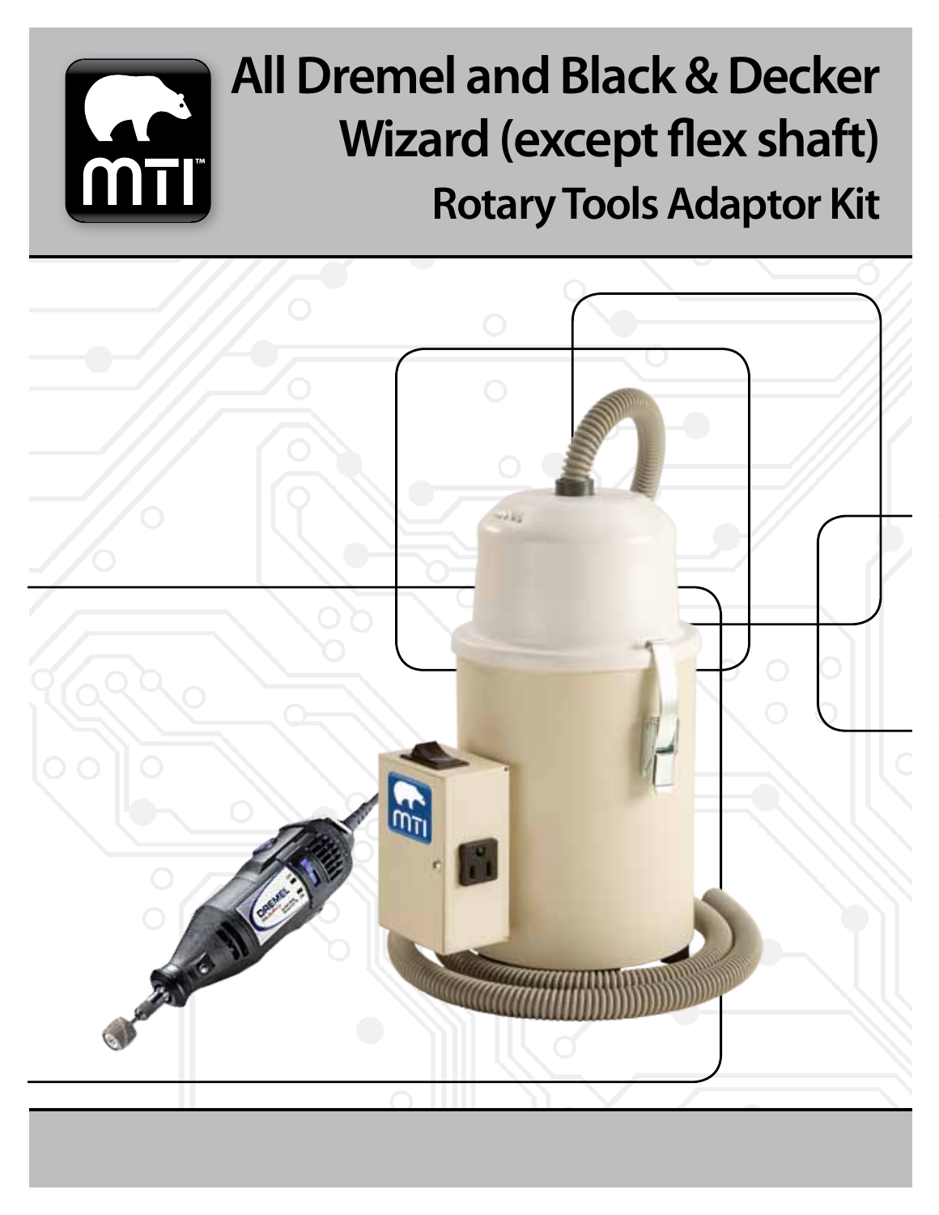# All Dremel and Black & Decker Wizard (except flex shaft)

## Rotary Tools Adaptor Kit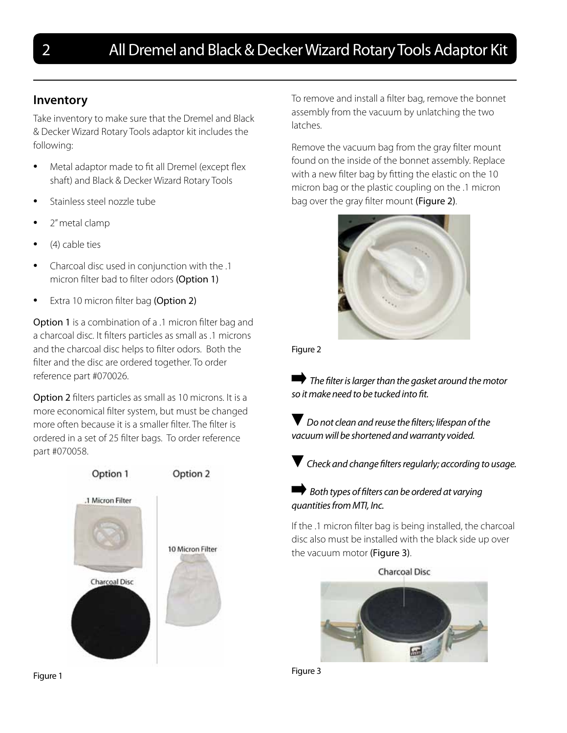## Inventory

Take inventory to make sure that the Dremel and Black & Decker Wizard Rotary Tools adaptor kit includes the following:

- Metal adaptor made to fit all Dremel (except flex shaft) and Black & Decker Wizard Rotary Tools
- Stainless steel nozzle tube
- 2" metal clamp
- (4) cable ties
- Charcoal disc used in conjunction with the .1 micron filter bad to filter odors (Option 1)
- Extra 10 micron filter bag (Option 2)

Option 1 is a combination of a .1 micron filter bag and a charcoal disc. It filters particles as small as .1 microns and the charcoal disc helps to filter odors. Both the filter and the disc are ordered together. To order reference part #070026.

Option 2 filters particles as small as 10 microns. It is a more economical filter system, but must be changed more often because it is a smaller filter. The filter is ordered in a set of 25 filter bags. To order reference part #070058.

Option 1 | Option 2

.1 Micron Filter

10 Micron Filter

Charcoal Disc

Figure 1

To remove and install a filter bag, remove the bonnet assembly from the vacuum by unlatching the two latches.

Remove the vacuum bag from the gray filter mount found on the inside of the bonnet assembly. Replace with a new filter bag by fitting the elastic on the 10 micron bag or the plastic coupling on the .1 micron bag over the gray filter mount (Figure 2).

Figure 2

➡ *The filter is larger than the gasket around the motor so it make need to be tucked into fit.*

▼ *Do not clean and reuse the filters; lifespan of the vacuum will be shortened and warranty voided.*

▼ *Check and change filters regularly; according to usage.*

➡ *Both types of filters can be ordered at varying quantities from MTI, Inc.*

If the .1 micron filter bag is being installed, the charcoal disc also must be installed with the black side up over the vacuum motor (Figure 3).

Charcoal Disc

Figure 3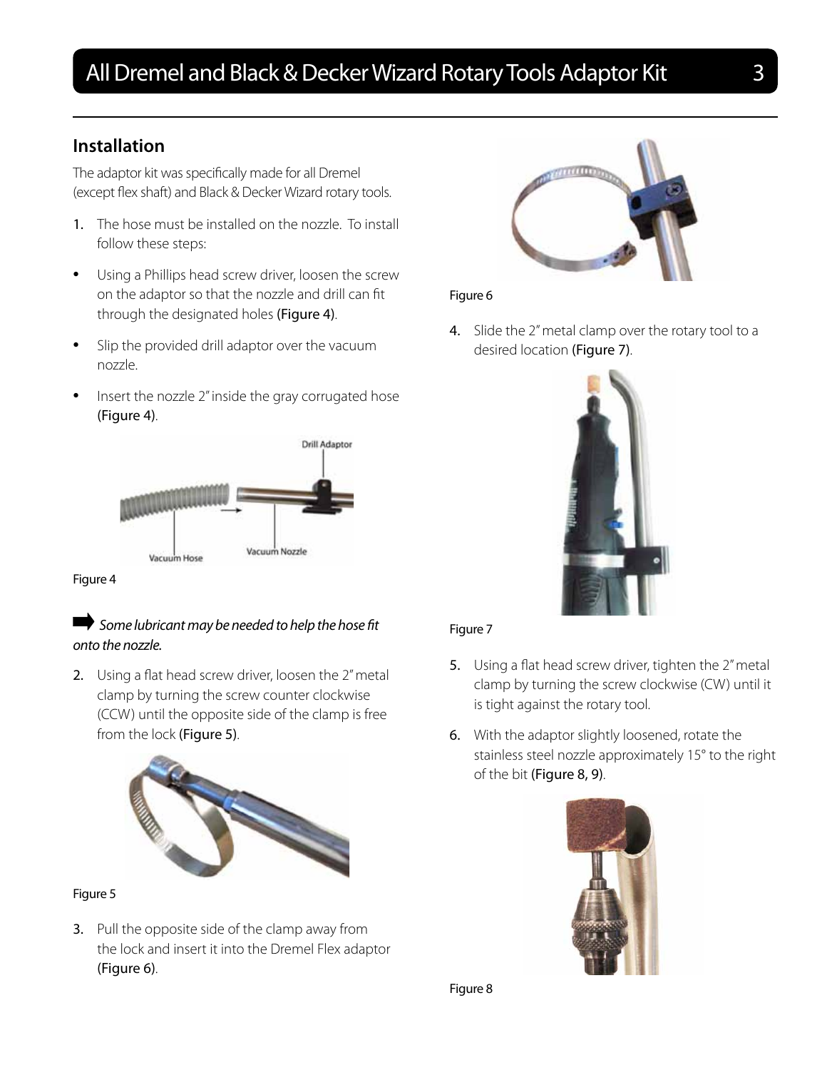## Installation

The adaptor kit was specifically made for all Dremel (except flex shaft) and Black & Decker Wizard rotary tools.

1. The hose must be installed on the nozzle. To install follow these steps:

- Using a Phillips head screw driver, loosen the screw on the adaptor so that the nozzle and drill can fit through the designated holes (Figure 4).
- Slip the provided drill adaptor over the vacuum nozzle.
- Insert the nozzle 2" inside the gray corrugated hose (Figure 4).

Drill Adaptor

Vacuum Hose

Vacuum Nozzle

Figure 4

➡ *Some lubricant may be needed to help the hose fit onto the nozzle.*

2. Using a flat head screw driver, loosen the 2" metal clamp by turning the screw counter clockwise (CCW) until the opposite side of the clamp is free from the lock (Figure 5).

Figure 5

3. Pull the opposite side of the clamp away from the lock and insert it into the Dremel Flex adaptor (Figure 6).

Figure 6

4. Slide the 2" metal clamp over the rotary tool to a desired location (Figure 7).

Figure 7

5. Using a flat head screw driver, tighten the 2" metal clamp by turning the screw clockwise (CW) until it is tight against the rotary tool.
6. With the adaptor slightly loosened, rotate the stainless steel nozzle approximately 15° to the right of the bit (Figure 8, 9).

Figure 8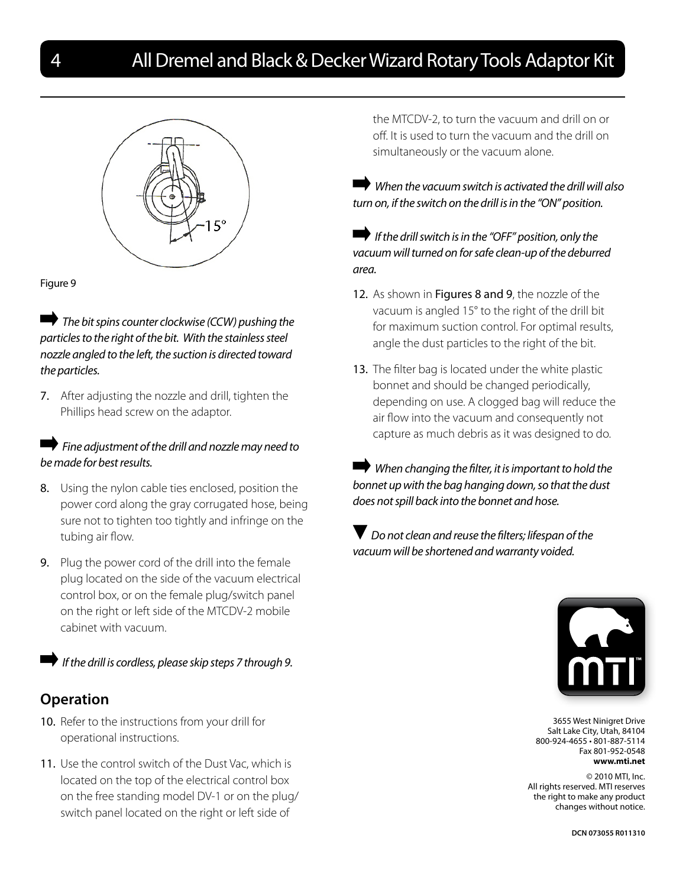15°

Figure 9

➡ *The bit spins counter clockwise (CCW) pushing the particles to the right of the bit. With the stainless steel nozzle angled to the left, the suction is directed toward the particles.*

7. After adjusting the nozzle and drill, tighten the Phillips head screw on the adaptor.

➡ *Fine adjustment of the drill and nozzle may need to be made for best results.*

8. Using the nylon cable ties enclosed, position the power cord along the gray corrugated hose, being sure not to tighten too tightly and infringe on the tubing air flow.

9. Plug the power cord of the drill into the female plug located on the side of the vacuum electrical control box, or on the female plug/switch panel on the right or left side of the MTCDV-2 mobile cabinet with vacuum.

➡ *If the drill is cordless, please skip steps 7 through 9.*

## Operation

10. Refer to the instructions from your drill for operational instructions.

11. Use the control switch of the Dust Vac, which is located on the top of the electrical control box on the free standing model DV-1 or on the plug/switch panel located on the right or left side of the MTCDV-2, to turn the vacuum and drill on or off. It is used to turn the vacuum and the drill on simultaneously or the vacuum alone.

➡ *When the vacuum switch is activated the drill will also turn on, if the switch on the drill is in the "ON" position.*

➡ *If the drill switch is in the "OFF" position, only the vacuum will turned on for safe clean-up of the deburred area.*

12. As shown in **Figures 8 and 9**, the nozzle of the vacuum is angled 15° to the right of the drill bit for maximum suction control. For optimal results, angle the dust particles to the right of the bit.

13. The filter bag is located under the white plastic bonnet and should be changed periodically, depending on use. A clogged bag will reduce the air flow into the vacuum and consequently not capture as much debris as it was designed to do.

➡ *When changing the filter, it is important to hold the bonnet up with the bag hanging down, so that the dust does not spill back into the bonnet and hose.*

▼ *Do not clean and reuse the filters; lifespan of the vacuum will be shortened and warranty voided.*

MTI™

3655 West Ninigret Drive
Salt Lake City, Utah, 84104
800-924-4655 • 801-887-5114
Fax 801-952-0548
**www.mti.net**

© 2010 MTI, Inc.
All rights reserved. MTI reserves the right to make any product changes without notice.

**DCN 073055 R011310**